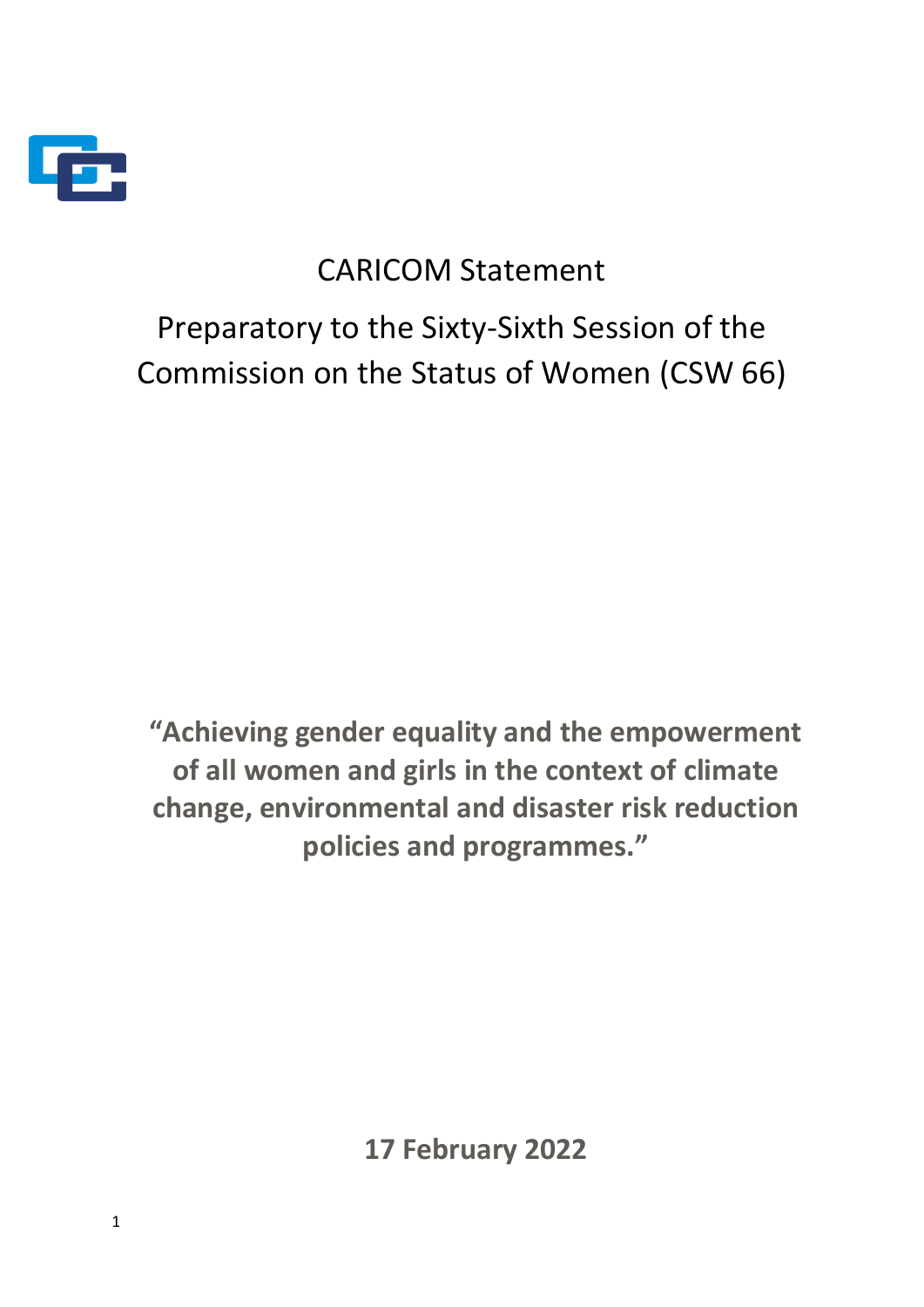# CARICOM Statement

## Preparatory to the Sixty-Sixth Session of the Commission on the Status of Women (CSW 66)

**"Achieving gender equality and the empowerment of all women and girls in the context of climate change, environmental and disaster risk reduction policies and programmes."**

**17 February 2022**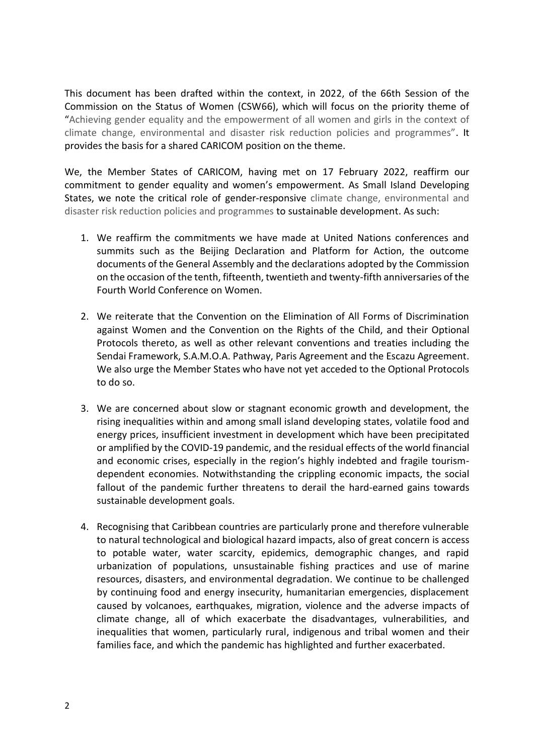This document has been drafted within the context, in 2022, of the 66th Session of the Commission on the Status of Women (CSW66), which will focus on the priority theme of "Achieving gender equality and the empowerment of all women and girls in the context of climate change, environmental and disaster risk reduction policies and programmes". It provides the basis for a shared CARICOM position on the theme.

We, the Member States of CARICOM, having met on 17 February 2022, reaffirm our commitment to gender equality and women's empowerment. As Small Island Developing States, we note the critical role of gender-responsive climate change, environmental and disaster risk reduction policies and programmes to sustainable development. As such:

1. We reaffirm the commitments we have made at United Nations conferences and summits such as the Beijing Declaration and Platform for Action, the outcome documents of the General Assembly and the declarations adopted by the Commission on the occasion of the tenth, fifteenth, twentieth and twenty-fifth anniversaries of the Fourth World Conference on Women.

2. We reiterate that the Convention on the Elimination of All Forms of Discrimination against Women and the Convention on the Rights of the Child, and their Optional Protocols thereto, as well as other relevant conventions and treaties including the Sendai Framework, S.A.M.O.A. Pathway, Paris Agreement and the Escazu Agreement. We also urge the Member States who have not yet acceded to the Optional Protocols to do so.

3. We are concerned about slow or stagnant economic growth and development, the rising inequalities within and among small island developing states, volatile food and energy prices, insufficient investment in development which have been precipitated or amplified by the COVID-19 pandemic, and the residual effects of the world financial and economic crises, especially in the region's highly indebted and fragile tourism-dependent economies. Notwithstanding the crippling economic impacts, the social fallout of the pandemic further threatens to derail the hard-earned gains towards sustainable development goals.

4. Recognising that Caribbean countries are particularly prone and therefore vulnerable to natural technological and biological hazard impacts, also of great concern is access to potable water, water scarcity, epidemics, demographic changes, and rapid urbanization of populations, unsustainable fishing practices and use of marine resources, disasters, and environmental degradation. We continue to be challenged by continuing food and energy insecurity, humanitarian emergencies, displacement caused by volcanoes, earthquakes, migration, violence and the adverse impacts of climate change, all of which exacerbate the disadvantages, vulnerabilities, and inequalities that women, particularly rural, indigenous and tribal women and their families face, and which the pandemic has highlighted and further exacerbated.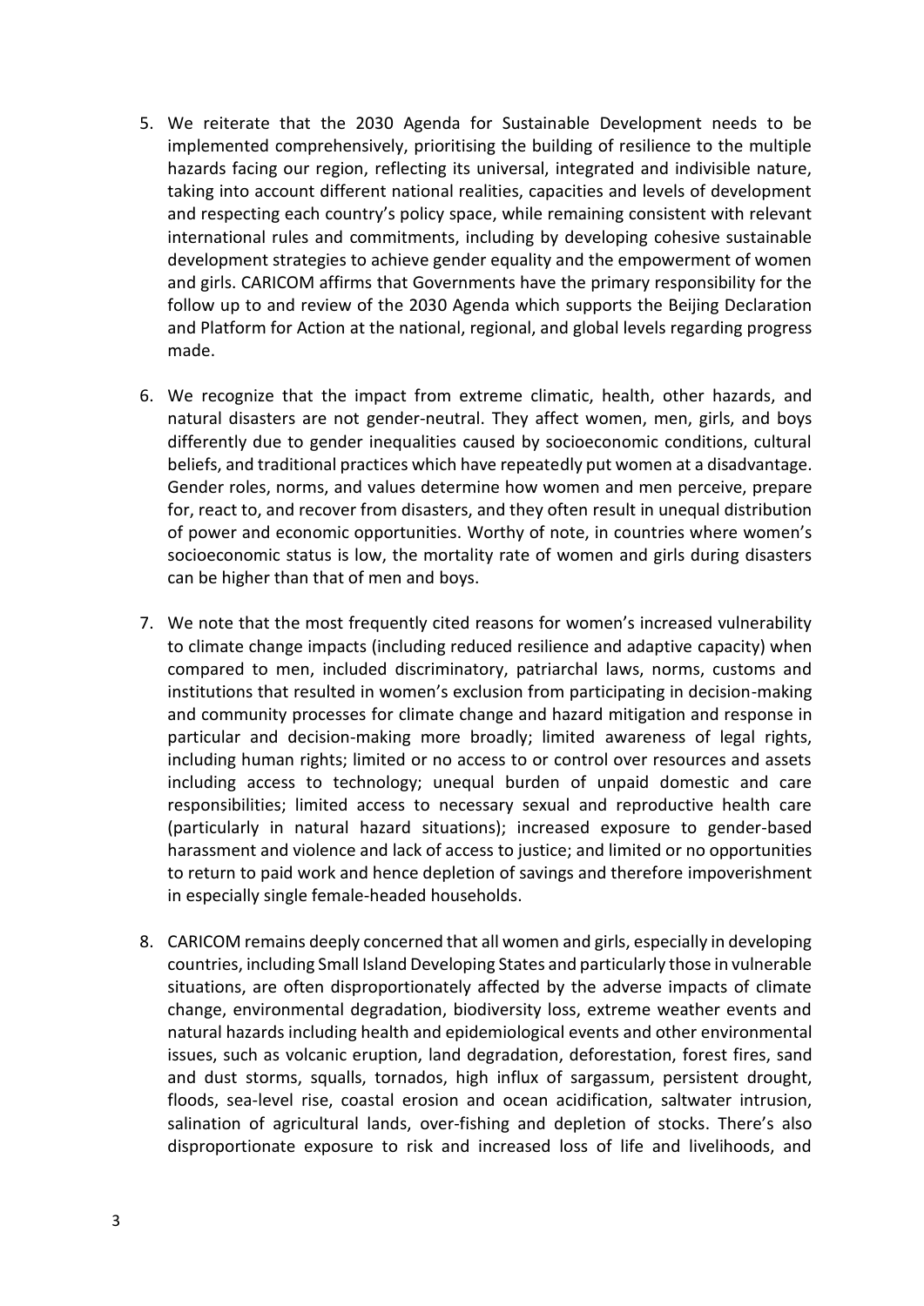5. We reiterate that the 2030 Agenda for Sustainable Development needs to be implemented comprehensively, prioritising the building of resilience to the multiple hazards facing our region, reflecting its universal, integrated and indivisible nature, taking into account different national realities, capacities and levels of development and respecting each country's policy space, while remaining consistent with relevant international rules and commitments, including by developing cohesive sustainable development strategies to achieve gender equality and the empowerment of women and girls. CARICOM affirms that Governments have the primary responsibility for the follow up to and review of the 2030 Agenda which supports the Beijing Declaration and Platform for Action at the national, regional, and global levels regarding progress made.

6. We recognize that the impact from extreme climatic, health, other hazards, and natural disasters are not gender-neutral. They affect women, men, girls, and boys differently due to gender inequalities caused by socioeconomic conditions, cultural beliefs, and traditional practices which have repeatedly put women at a disadvantage. Gender roles, norms, and values determine how women and men perceive, prepare for, react to, and recover from disasters, and they often result in unequal distribution of power and economic opportunities. Worthy of note, in countries where women's socioeconomic status is low, the mortality rate of women and girls during disasters can be higher than that of men and boys.

7. We note that the most frequently cited reasons for women's increased vulnerability to climate change impacts (including reduced resilience and adaptive capacity) when compared to men, included discriminatory, patriarchal laws, norms, customs and institutions that resulted in women's exclusion from participating in decision-making and community processes for climate change and hazard mitigation and response in particular and decision-making more broadly; limited awareness of legal rights, including human rights; limited or no access to or control over resources and assets including access to technology; unequal burden of unpaid domestic and care responsibilities; limited access to necessary sexual and reproductive health care (particularly in natural hazard situations); increased exposure to gender-based harassment and violence and lack of access to justice; and limited or no opportunities to return to paid work and hence depletion of savings and therefore impoverishment in especially single female-headed households.

8. CARICOM remains deeply concerned that all women and girls, especially in developing countries, including Small Island Developing States and particularly those in vulnerable situations, are often disproportionately affected by the adverse impacts of climate change, environmental degradation, biodiversity loss, extreme weather events and natural hazards including health and epidemiological events and other environmental issues, such as volcanic eruption, land degradation, deforestation, forest fires, sand and dust storms, squalls, tornados, high influx of sargassum, persistent drought, floods, sea-level rise, coastal erosion and ocean acidification, saltwater intrusion, salination of agricultural lands, over-fishing and depletion of stocks. There's also disproportionate exposure to risk and increased loss of life and livelihoods, and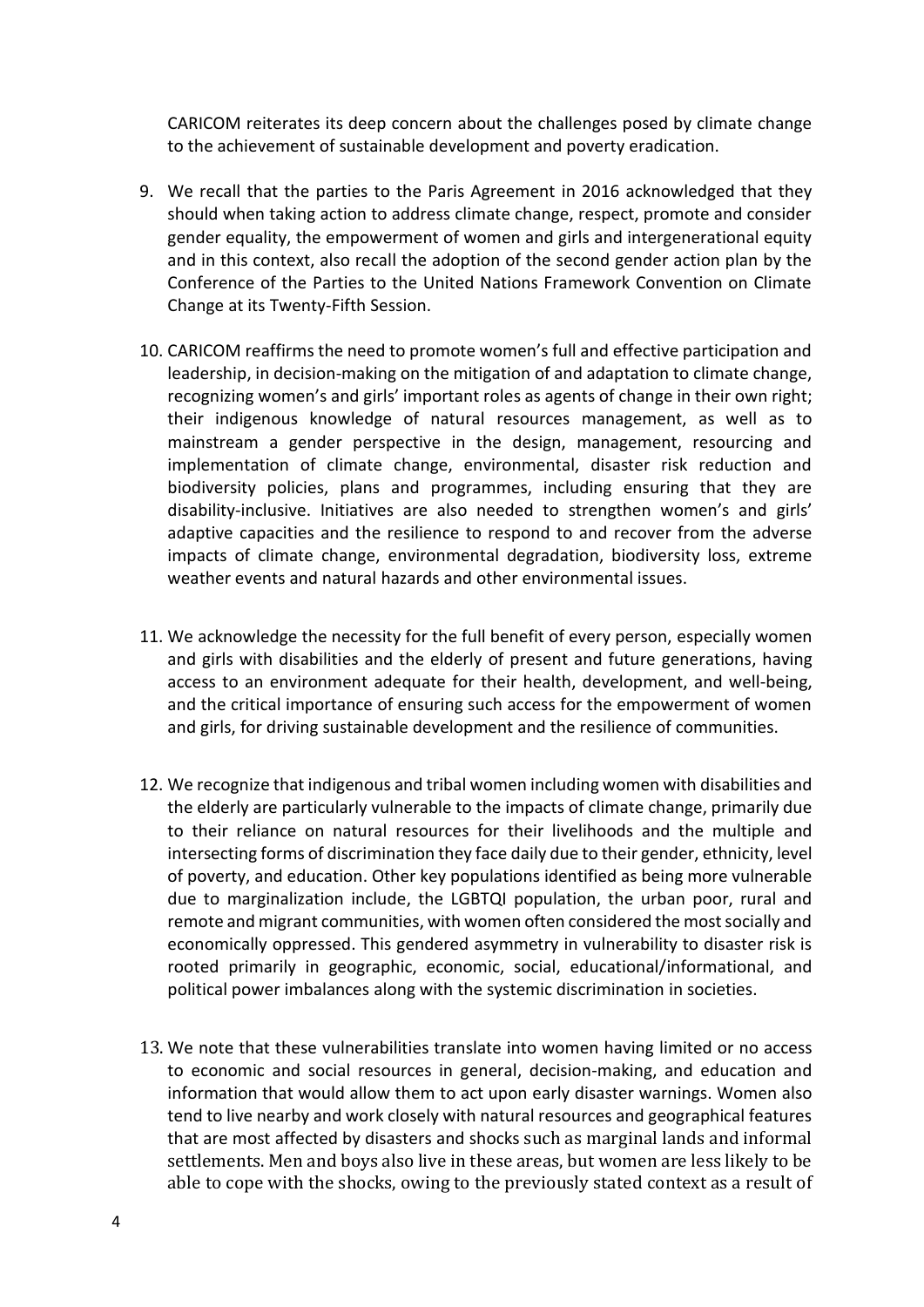CARICOM reiterates its deep concern about the challenges posed by climate change to the achievement of sustainable development and poverty eradication.

9. We recall that the parties to the Paris Agreement in 2016 acknowledged that they should when taking action to address climate change, respect, promote and consider gender equality, the empowerment of women and girls and intergenerational equity and in this context, also recall the adoption of the second gender action plan by the Conference of the Parties to the United Nations Framework Convention on Climate Change at its Twenty-Fifth Session.

10. CARICOM reaffirms the need to promote women's full and effective participation and leadership, in decision-making on the mitigation of and adaptation to climate change, recognizing women's and girls' important roles as agents of change in their own right; their indigenous knowledge of natural resources management, as well as to mainstream a gender perspective in the design, management, resourcing and implementation of climate change, environmental, disaster risk reduction and biodiversity policies, plans and programmes, including ensuring that they are disability-inclusive. Initiatives are also needed to strengthen women's and girls' adaptive capacities and the resilience to respond to and recover from the adverse impacts of climate change, environmental degradation, biodiversity loss, extreme weather events and natural hazards and other environmental issues.

11. We acknowledge the necessity for the full benefit of every person, especially women and girls with disabilities and the elderly of present and future generations, having access to an environment adequate for their health, development, and well-being, and the critical importance of ensuring such access for the empowerment of women and girls, for driving sustainable development and the resilience of communities.

12. We recognize that indigenous and tribal women including women with disabilities and the elderly are particularly vulnerable to the impacts of climate change, primarily due to their reliance on natural resources for their livelihoods and the multiple and intersecting forms of discrimination they face daily due to their gender, ethnicity, level of poverty, and education. Other key populations identified as being more vulnerable due to marginalization include, the LGBTQI population, the urban poor, rural and remote and migrant communities, with women often considered the most socially and economically oppressed. This gendered asymmetry in vulnerability to disaster risk is rooted primarily in geographic, economic, social, educational/informational, and political power imbalances along with the systemic discrimination in societies.

13. We note that these vulnerabilities translate into women having limited or no access to economic and social resources in general, decision-making, and education and information that would allow them to act upon early disaster warnings. Women also tend to live nearby and work closely with natural resources and geographical features that are most affected by disasters and shocks such as marginal lands and informal settlements. Men and boys also live in these areas, but women are less likely to be able to cope with the shocks, owing to the previously stated context as a result of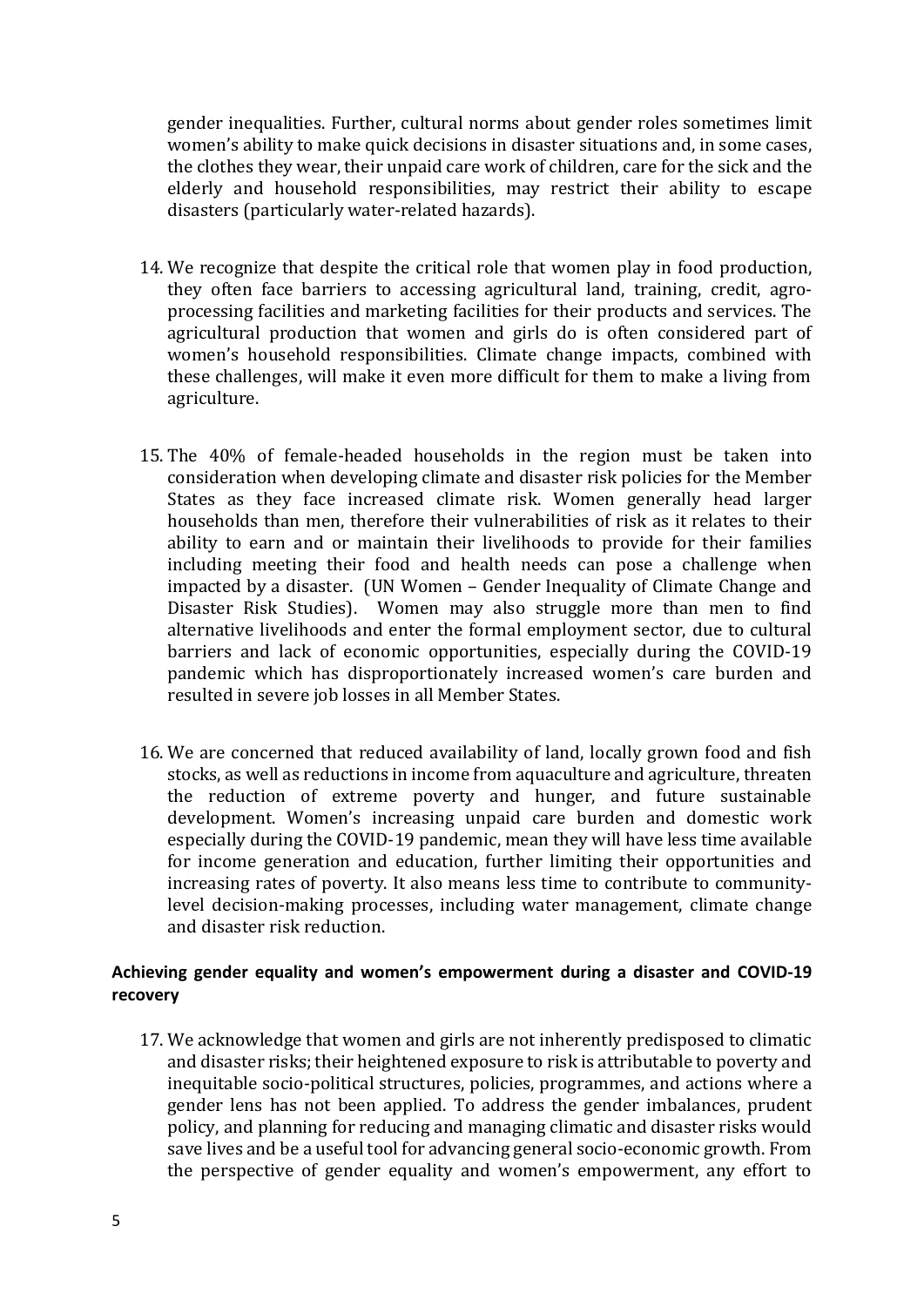gender inequalities. Further, cultural norms about gender roles sometimes limit women's ability to make quick decisions in disaster situations and, in some cases, the clothes they wear, their unpaid care work of children, care for the sick and the elderly and household responsibilities, may restrict their ability to escape disasters (particularly water-related hazards).

14. We recognize that despite the critical role that women play in food production, they often face barriers to accessing agricultural land, training, credit, agro-processing facilities and marketing facilities for their products and services. The agricultural production that women and girls do is often considered part of women's household responsibilities. Climate change impacts, combined with these challenges, will make it even more difficult for them to make a living from agriculture.

15. The 40% of female-headed households in the region must be taken into consideration when developing climate and disaster risk policies for the Member States as they face increased climate risk. Women generally head larger households than men, therefore their vulnerabilities of risk as it relates to their ability to earn and or maintain their livelihoods to provide for their families including meeting their food and health needs can pose a challenge when impacted by a disaster. (UN Women – Gender Inequality of Climate Change and Disaster Risk Studies). Women may also struggle more than men to find alternative livelihoods and enter the formal employment sector, due to cultural barriers and lack of economic opportunities, especially during the COVID-19 pandemic which has disproportionately increased women's care burden and resulted in severe job losses in all Member States.

16. We are concerned that reduced availability of land, locally grown food and fish stocks, as well as reductions in income from aquaculture and agriculture, threaten the reduction of extreme poverty and hunger, and future sustainable development. Women's increasing unpaid care burden and domestic work especially during the COVID-19 pandemic, mean they will have less time available for income generation and education, further limiting their opportunities and increasing rates of poverty. It also means less time to contribute to community-level decision-making processes, including water management, climate change and disaster risk reduction.

**Achieving gender equality and women's empowerment during a disaster and COVID-19 recovery**

17. We acknowledge that women and girls are not inherently predisposed to climatic and disaster risks; their heightened exposure to risk is attributable to poverty and inequitable socio-political structures, policies, programmes, and actions where a gender lens has not been applied. To address the gender imbalances, prudent policy, and planning for reducing and managing climatic and disaster risks would save lives and be a useful tool for advancing general socio-economic growth. From the perspective of gender equality and women's empowerment, any effort to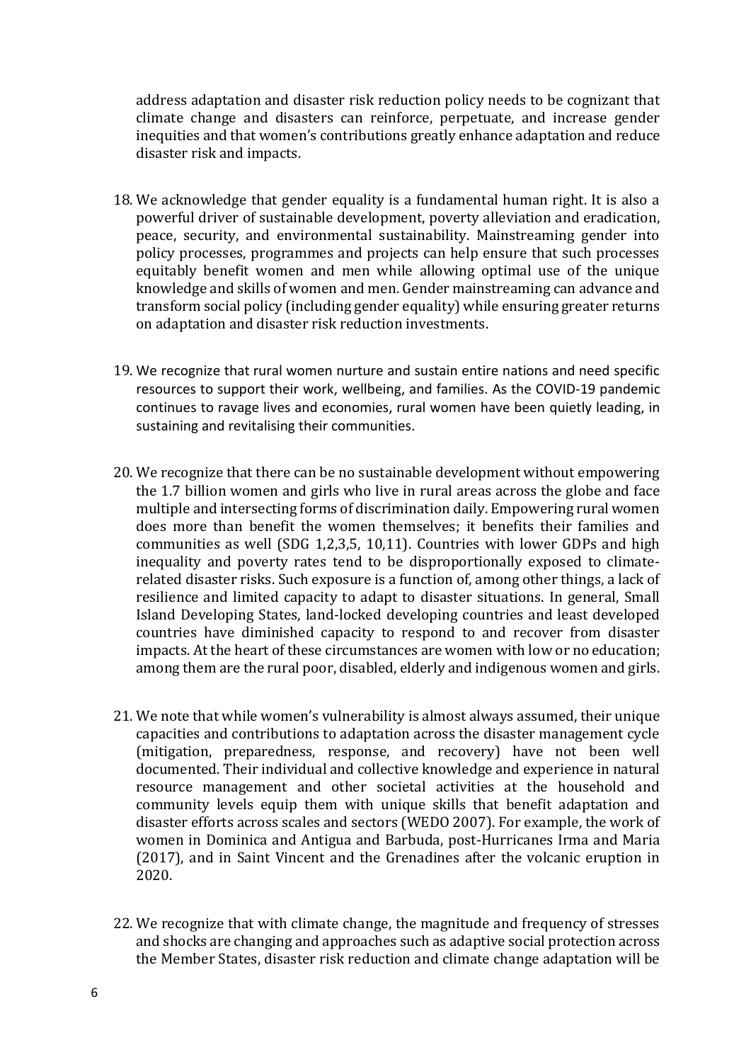address adaptation and disaster risk reduction policy needs to be cognizant that climate change and disasters can reinforce, perpetuate, and increase gender inequities and that women's contributions greatly enhance adaptation and reduce disaster risk and impacts.

18. We acknowledge that gender equality is a fundamental human right. It is also a powerful driver of sustainable development, poverty alleviation and eradication, peace, security, and environmental sustainability. Mainstreaming gender into policy processes, programmes and projects can help ensure that such processes equitably benefit women and men while allowing optimal use of the unique knowledge and skills of women and men. Gender mainstreaming can advance and transform social policy (including gender equality) while ensuring greater returns on adaptation and disaster risk reduction investments.

19. We recognize that rural women nurture and sustain entire nations and need specific resources to support their work, wellbeing, and families. As the COVID-19 pandemic continues to ravage lives and economies, rural women have been quietly leading, in sustaining and revitalising their communities.

20. We recognize that there can be no sustainable development without empowering the 1.7 billion women and girls who live in rural areas across the globe and face multiple and intersecting forms of discrimination daily. Empowering rural women does more than benefit the women themselves; it benefits their families and communities as well (SDG 1,2,3,5, 10,11). Countries with lower GDPs and high inequality and poverty rates tend to be disproportionally exposed to climate-related disaster risks. Such exposure is a function of, among other things, a lack of resilience and limited capacity to adapt to disaster situations. In general, Small Island Developing States, land-locked developing countries and least developed countries have diminished capacity to respond to and recover from disaster impacts. At the heart of these circumstances are women with low or no education; among them are the rural poor, disabled, elderly and indigenous women and girls.

21. We note that while women's vulnerability is almost always assumed, their unique capacities and contributions to adaptation across the disaster management cycle (mitigation, preparedness, response, and recovery) have not been well documented. Their individual and collective knowledge and experience in natural resource management and other societal activities at the household and community levels equip them with unique skills that benefit adaptation and disaster efforts across scales and sectors (WEDO 2007). For example, the work of women in Dominica and Antigua and Barbuda, post-Hurricanes Irma and Maria (2017), and in Saint Vincent and the Grenadines after the volcanic eruption in 2020.

22. We recognize that with climate change, the magnitude and frequency of stresses and shocks are changing and approaches such as adaptive social protection across the Member States, disaster risk reduction and climate change adaptation will be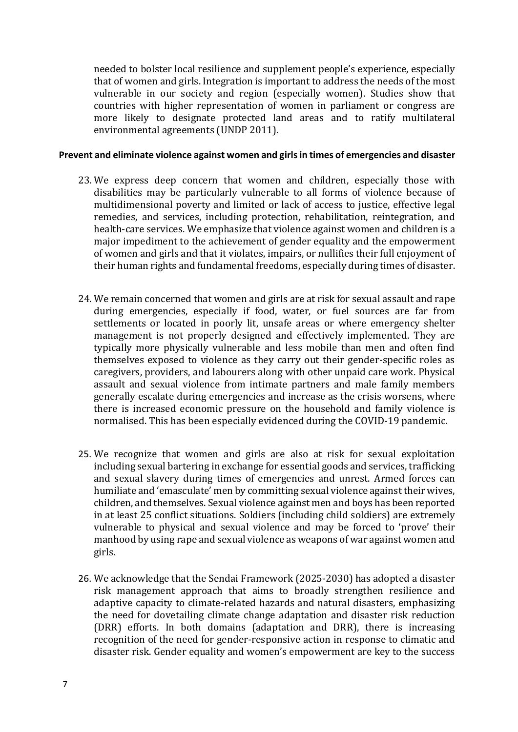needed to bolster local resilience and supplement people's experience, especially that of women and girls. Integration is important to address the needs of the most vulnerable in our society and region (especially women). Studies show that countries with higher representation of women in parliament or congress are more likely to designate protected land areas and to ratify multilateral environmental agreements (UNDP 2011).

**Prevent and eliminate violence against women and girls in times of emergencies and disaster**

23. We express deep concern that women and children, especially those with disabilities may be particularly vulnerable to all forms of violence because of multidimensional poverty and limited or lack of access to justice, effective legal remedies, and services, including protection, rehabilitation, reintegration, and health-care services. We emphasize that violence against women and children is a major impediment to the achievement of gender equality and the empowerment of women and girls and that it violates, impairs, or nullifies their full enjoyment of their human rights and fundamental freedoms, especially during times of disaster.

24. We remain concerned that women and girls are at risk for sexual assault and rape during emergencies, especially if food, water, or fuel sources are far from settlements or located in poorly lit, unsafe areas or where emergency shelter management is not properly designed and effectively implemented. They are typically more physically vulnerable and less mobile than men and often find themselves exposed to violence as they carry out their gender-specific roles as caregivers, providers, and labourers along with other unpaid care work. Physical assault and sexual violence from intimate partners and male family members generally escalate during emergencies and increase as the crisis worsens, where there is increased economic pressure on the household and family violence is normalised. This has been especially evidenced during the COVID-19 pandemic.

25. We recognize that women and girls are also at risk for sexual exploitation including sexual bartering in exchange for essential goods and services, trafficking and sexual slavery during times of emergencies and unrest. Armed forces can humiliate and 'emasculate' men by committing sexual violence against their wives, children, and themselves. Sexual violence against men and boys has been reported in at least 25 conflict situations. Soldiers (including child soldiers) are extremely vulnerable to physical and sexual violence and may be forced to 'prove' their manhood by using rape and sexual violence as weapons of war against women and girls.

26. We acknowledge that the Sendai Framework (2025-2030) has adopted a disaster risk management approach that aims to broadly strengthen resilience and adaptive capacity to climate-related hazards and natural disasters, emphasizing the need for dovetailing climate change adaptation and disaster risk reduction (DRR) efforts. In both domains (adaptation and DRR), there is increasing recognition of the need for gender-responsive action in response to climatic and disaster risk. Gender equality and women's empowerment are key to the success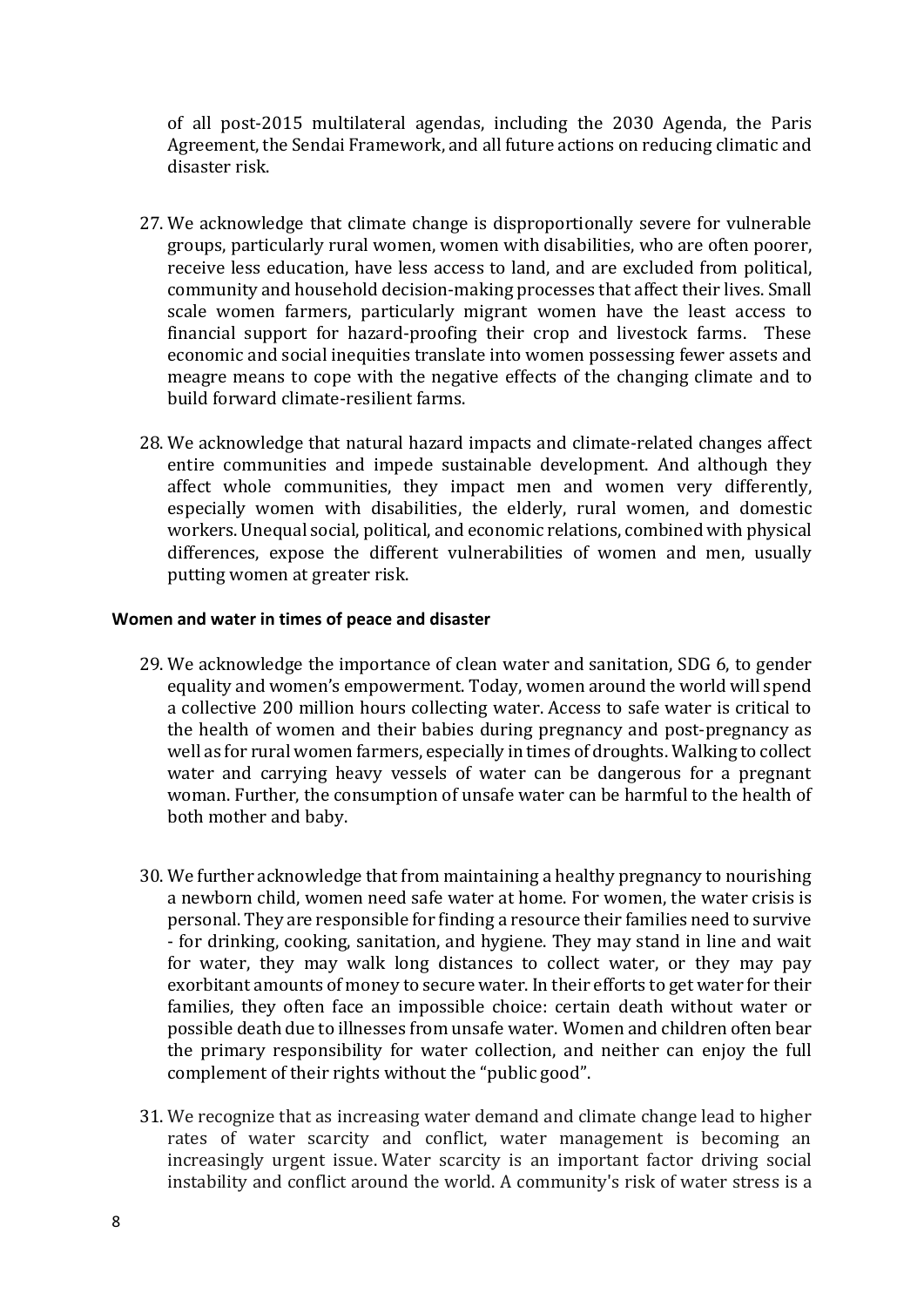of all post-2015 multilateral agendas, including the 2030 Agenda, the Paris Agreement, the Sendai Framework, and all future actions on reducing climatic and disaster risk.

27. We acknowledge that climate change is disproportionally severe for vulnerable groups, particularly rural women, women with disabilities, who are often poorer, receive less education, have less access to land, and are excluded from political, community and household decision-making processes that affect their lives. Small scale women farmers, particularly migrant women have the least access to financial support for hazard-proofing their crop and livestock farms. These economic and social inequities translate into women possessing fewer assets and meagre means to cope with the negative effects of the changing climate and to build forward climate-resilient farms.

28. We acknowledge that natural hazard impacts and climate-related changes affect entire communities and impede sustainable development. And although they affect whole communities, they impact men and women very differently, especially women with disabilities, the elderly, rural women, and domestic workers. Unequal social, political, and economic relations, combined with physical differences, expose the different vulnerabilities of women and men, usually putting women at greater risk.

**Women and water in times of peace and disaster**

29. We acknowledge the importance of clean water and sanitation, SDG 6, to gender equality and women's empowerment. Today, women around the world will spend a collective 200 million hours collecting water. Access to safe water is critical to the health of women and their babies during pregnancy and post-pregnancy as well as for rural women farmers, especially in times of droughts. Walking to collect water and carrying heavy vessels of water can be dangerous for a pregnant woman. Further, the consumption of unsafe water can be harmful to the health of both mother and baby.

30. We further acknowledge that from maintaining a healthy pregnancy to nourishing a newborn child, women need safe water at home. For women, the water crisis is personal. They are responsible for finding a resource their families need to survive - for drinking, cooking, sanitation, and hygiene. They may stand in line and wait for water, they may walk long distances to collect water, or they may pay exorbitant amounts of money to secure water. In their efforts to get water for their families, they often face an impossible choice: certain death without water or possible death due to illnesses from unsafe water. Women and children often bear the primary responsibility for water collection, and neither can enjoy the full complement of their rights without the "public good".

31. We recognize that as increasing water demand and climate change lead to higher rates of water scarcity and conflict, water management is becoming an increasingly urgent issue. Water scarcity is an important factor driving social instability and conflict around the world. A community's risk of water stress is a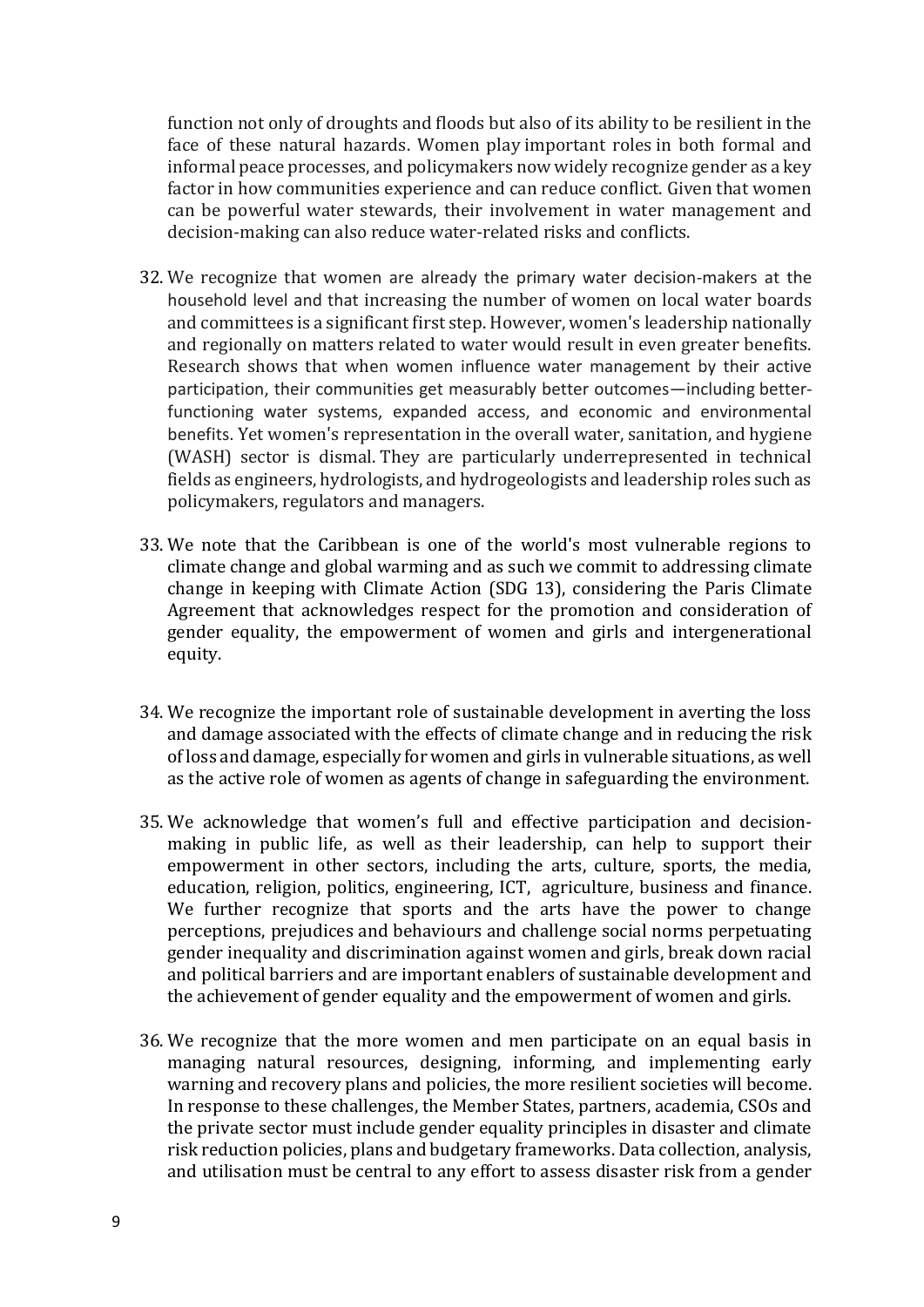function not only of droughts and floods but also of its ability to be resilient in the face of these natural hazards. Women play important roles in both formal and informal peace processes, and policymakers now widely recognize gender as a key factor in how communities experience and can reduce conflict. Given that women can be powerful water stewards, their involvement in water management and decision-making can also reduce water-related risks and conflicts.

32. We recognize that women are already the primary water decision-makers at the household level and that increasing the number of women on local water boards and committees is a significant first step. However, women's leadership nationally and regionally on matters related to water would result in even greater benefits. Research shows that when women influence water management by their active participation, their communities get measurably better outcomes—including better-functioning water systems, expanded access, and economic and environmental benefits. Yet women's representation in the overall water, sanitation, and hygiene (WASH) sector is dismal. They are particularly underrepresented in technical fields as engineers, hydrologists, and hydrogeologists and leadership roles such as policymakers, regulators and managers.

33. We note that the Caribbean is one of the world's most vulnerable regions to climate change and global warming and as such we commit to addressing climate change in keeping with Climate Action (SDG 13), considering the Paris Climate Agreement that acknowledges respect for the promotion and consideration of gender equality, the empowerment of women and girls and intergenerational equity.

34. We recognize the important role of sustainable development in averting the loss and damage associated with the effects of climate change and in reducing the risk of loss and damage, especially for women and girls in vulnerable situations, as well as the active role of women as agents of change in safeguarding the environment.

35. We acknowledge that women's full and effective participation and decision-making in public life, as well as their leadership, can help to support their empowerment in other sectors, including the arts, culture, sports, the media, education, religion, politics, engineering, ICT, agriculture, business and finance. We further recognize that sports and the arts have the power to change perceptions, prejudices and behaviours and challenge social norms perpetuating gender inequality and discrimination against women and girls, break down racial and political barriers and are important enablers of sustainable development and the achievement of gender equality and the empowerment of women and girls.

36. We recognize that the more women and men participate on an equal basis in managing natural resources, designing, informing, and implementing early warning and recovery plans and policies, the more resilient societies will become. In response to these challenges, the Member States, partners, academia, CSOs and the private sector must include gender equality principles in disaster and climate risk reduction policies, plans and budgetary frameworks. Data collection, analysis, and utilisation must be central to any effort to assess disaster risk from a gender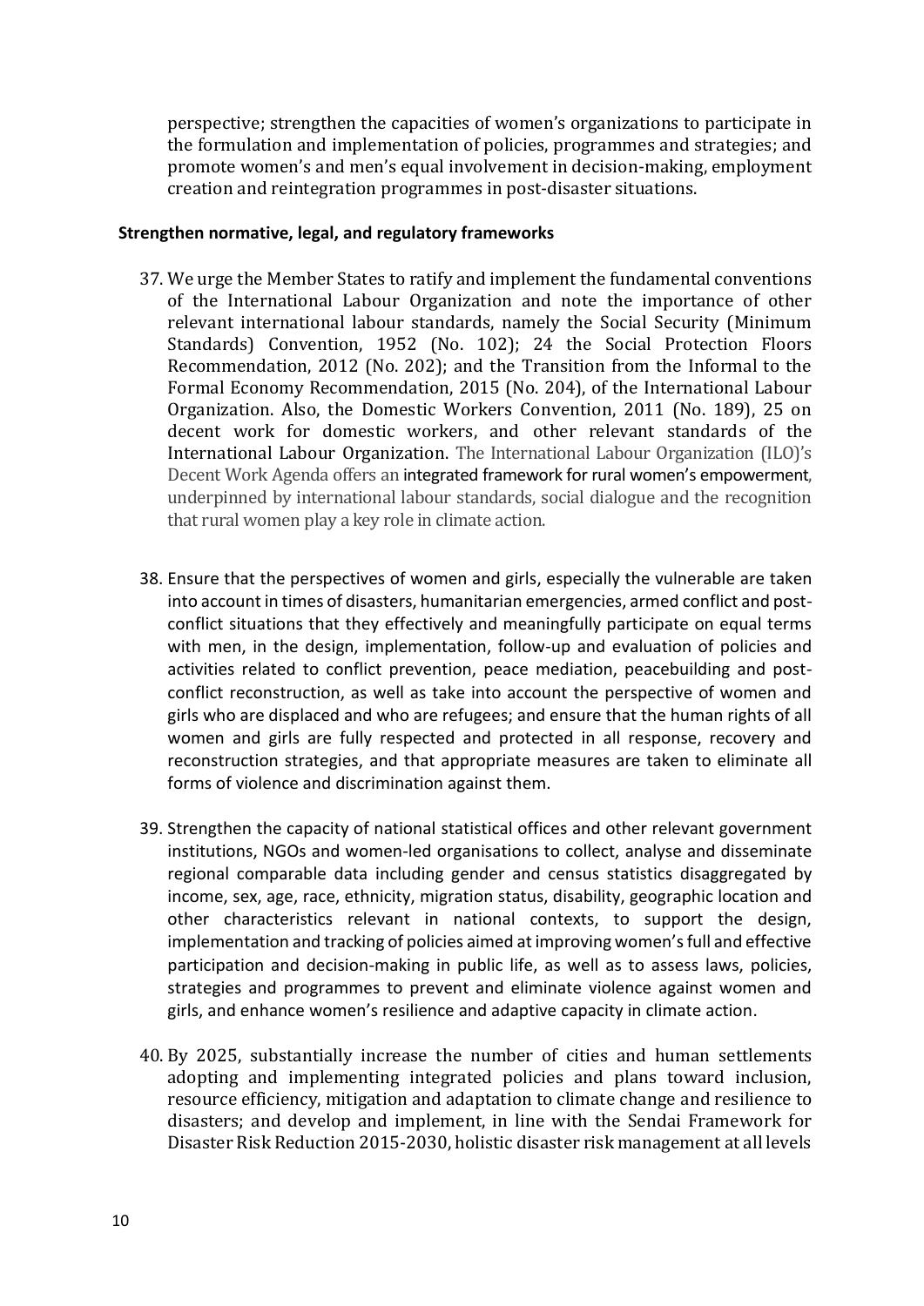perspective; strengthen the capacities of women's organizations to participate in the formulation and implementation of policies, programmes and strategies; and promote women's and men's equal involvement in decision-making, employment creation and reintegration programmes in post-disaster situations.

**Strengthen normative, legal, and regulatory frameworks**

37. We urge the Member States to ratify and implement the fundamental conventions of the International Labour Organization and note the importance of other relevant international labour standards, namely the Social Security (Minimum Standards) Convention, 1952 (No. 102); 24 the Social Protection Floors Recommendation, 2012 (No. 202); and the Transition from the Informal to the Formal Economy Recommendation, 2015 (No. 204), of the International Labour Organization. Also, the Domestic Workers Convention, 2011 (No. 189), 25 on decent work for domestic workers, and other relevant standards of the International Labour Organization. The International Labour Organization (ILO)'s Decent Work Agenda offers an integrated framework for rural women's empowerment, underpinned by international labour standards, social dialogue and the recognition that rural women play a key role in climate action.

38. Ensure that the perspectives of women and girls, especially the vulnerable are taken into account in times of disasters, humanitarian emergencies, armed conflict and post-conflict situations that they effectively and meaningfully participate on equal terms with men, in the design, implementation, follow-up and evaluation of policies and activities related to conflict prevention, peace mediation, peacebuilding and post-conflict reconstruction, as well as take into account the perspective of women and girls who are displaced and who are refugees; and ensure that the human rights of all women and girls are fully respected and protected in all response, recovery and reconstruction strategies, and that appropriate measures are taken to eliminate all forms of violence and discrimination against them.

39. Strengthen the capacity of national statistical offices and other relevant government institutions, NGOs and women-led organisations to collect, analyse and disseminate regional comparable data including gender and census statistics disaggregated by income, sex, age, race, ethnicity, migration status, disability, geographic location and other characteristics relevant in national contexts, to support the design, implementation and tracking of policies aimed at improving women's full and effective participation and decision-making in public life, as well as to assess laws, policies, strategies and programmes to prevent and eliminate violence against women and girls, and enhance women's resilience and adaptive capacity in climate action.

40. By 2025, substantially increase the number of cities and human settlements adopting and implementing integrated policies and plans toward inclusion, resource efficiency, mitigation and adaptation to climate change and resilience to disasters; and develop and implement, in line with the Sendai Framework for Disaster Risk Reduction 2015-2030, holistic disaster risk management at all levels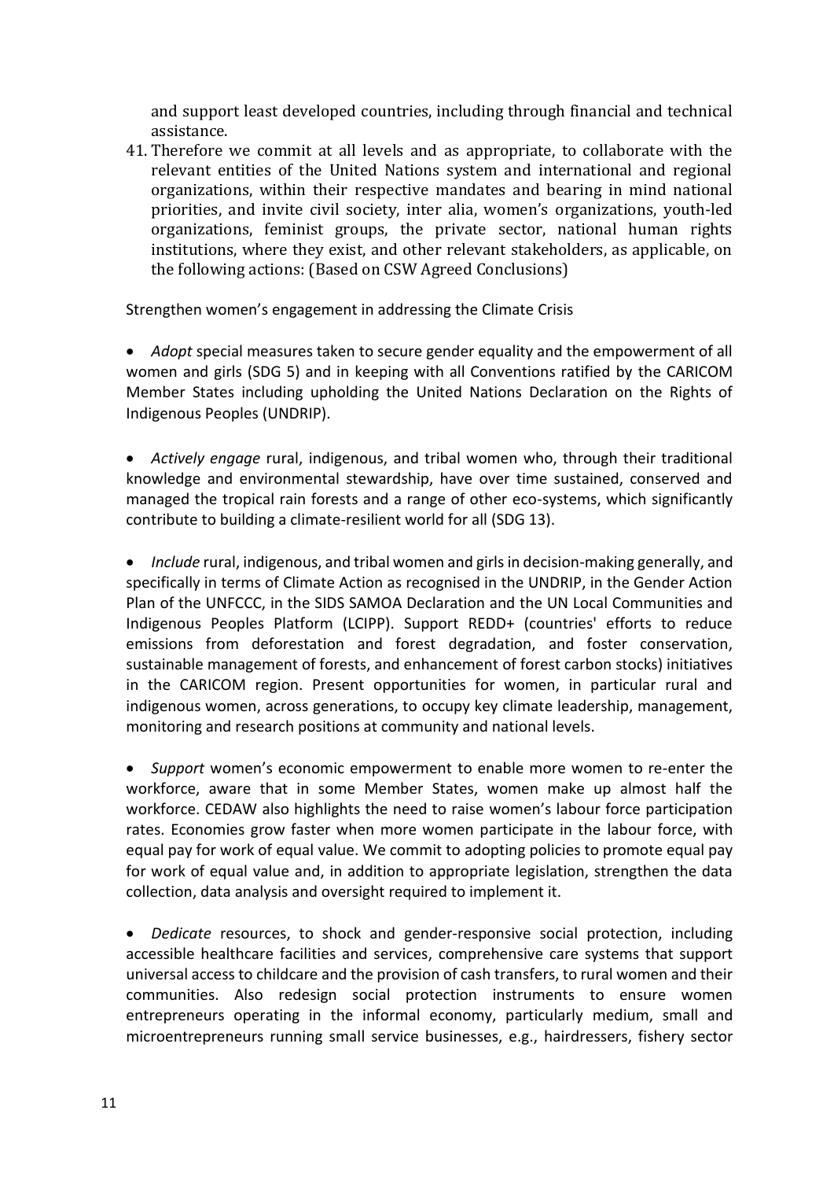and support least developed countries, including through financial and technical assistance.

41. Therefore we commit at all levels and as appropriate, to collaborate with the relevant entities of the United Nations system and international and regional organizations, within their respective mandates and bearing in mind national priorities, and invite civil society, inter alia, women's organizations, youth-led organizations, feminist groups, the private sector, national human rights institutions, where they exist, and other relevant stakeholders, as applicable, on the following actions: (Based on CSW Agreed Conclusions)

Strengthen women's engagement in addressing the Climate Crisis

- *Adopt* special measures taken to secure gender equality and the empowerment of all women and girls (SDG 5) and in keeping with all Conventions ratified by the CARICOM Member States including upholding the United Nations Declaration on the Rights of Indigenous Peoples (UNDRIP).

- *Actively engage* rural, indigenous, and tribal women who, through their traditional knowledge and environmental stewardship, have over time sustained, conserved and managed the tropical rain forests and a range of other eco-systems, which significantly contribute to building a climate-resilient world for all (SDG 13).

- *Include* rural, indigenous, and tribal women and girls in decision-making generally, and specifically in terms of Climate Action as recognised in the UNDRIP, in the Gender Action Plan of the UNFCCC, in the SIDS SAMOA Declaration and the UN Local Communities and Indigenous Peoples Platform (LCIPP). Support REDD+ (countries' efforts to reduce emissions from deforestation and forest degradation, and foster conservation, sustainable management of forests, and enhancement of forest carbon stocks) initiatives in the CARICOM region. Present opportunities for women, in particular rural and indigenous women, across generations, to occupy key climate leadership, management, monitoring and research positions at community and national levels.

- *Support* women's economic empowerment to enable more women to re-enter the workforce, aware that in some Member States, women make up almost half the workforce. CEDAW also highlights the need to raise women's labour force participation rates. Economies grow faster when more women participate in the labour force, with equal pay for work of equal value. We commit to adopting policies to promote equal pay for work of equal value and, in addition to appropriate legislation, strengthen the data collection, data analysis and oversight required to implement it.

- *Dedicate* resources, to shock and gender-responsive social protection, including accessible healthcare facilities and services, comprehensive care systems that support universal access to childcare and the provision of cash transfers, to rural women and their communities. Also redesign social protection instruments to ensure women entrepreneurs operating in the informal economy, particularly medium, small and microentrepreneurs running small service businesses, e.g., hairdressers, fishery sector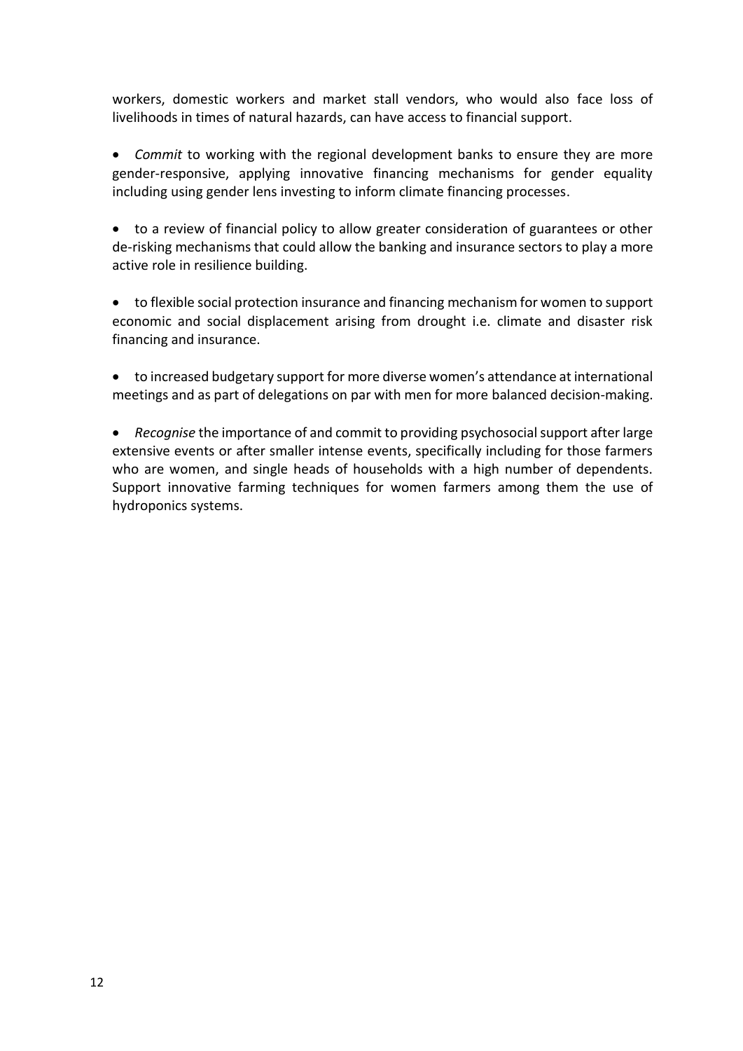workers, domestic workers and market stall vendors, who would also face loss of livelihoods in times of natural hazards, can have access to financial support.

- *Commit* to working with the regional development banks to ensure they are more gender-responsive, applying innovative financing mechanisms for gender equality including using gender lens investing to inform climate financing processes.

- to a review of financial policy to allow greater consideration of guarantees or other de-risking mechanisms that could allow the banking and insurance sectors to play a more active role in resilience building.

- to flexible social protection insurance and financing mechanism for women to support economic and social displacement arising from drought i.e. climate and disaster risk financing and insurance.

- to increased budgetary support for more diverse women's attendance at international meetings and as part of delegations on par with men for more balanced decision-making.

- *Recognise* the importance of and commit to providing psychosocial support after large extensive events or after smaller intense events, specifically including for those farmers who are women, and single heads of households with a high number of dependents. Support innovative farming techniques for women farmers among them the use of hydroponics systems.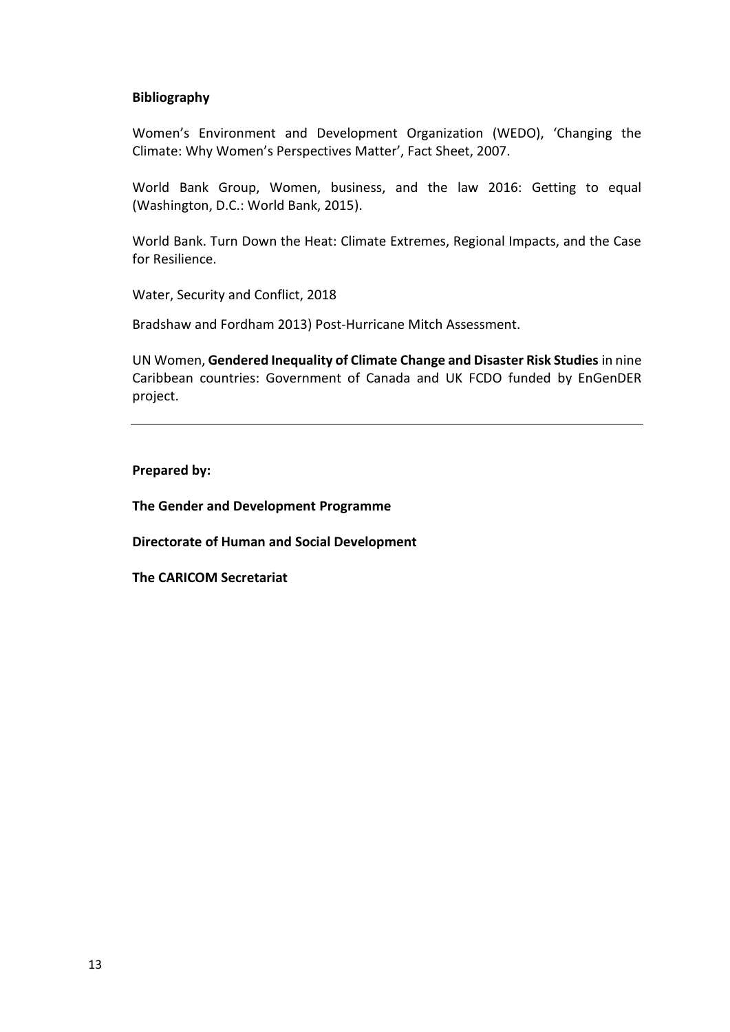**Bibliography**

Women's Environment and Development Organization (WEDO), 'Changing the Climate: Why Women's Perspectives Matter', Fact Sheet, 2007.

World Bank Group, Women, business, and the law 2016: Getting to equal (Washington, D.C.: World Bank, 2015).

World Bank. Turn Down the Heat: Climate Extremes, Regional Impacts, and the Case for Resilience.

Water, Security and Conflict, 2018

Bradshaw and Fordham 2013) Post-Hurricane Mitch Assessment.

UN Women, **Gendered Inequality of Climate Change and Disaster Risk Studies** in nine Caribbean countries: Government of Canada and UK FCDO funded by EnGenDER project.

---

**Prepared by:**

**The Gender and Development Programme**

**Directorate of Human and Social Development**

**The CARICOM Secretariat**